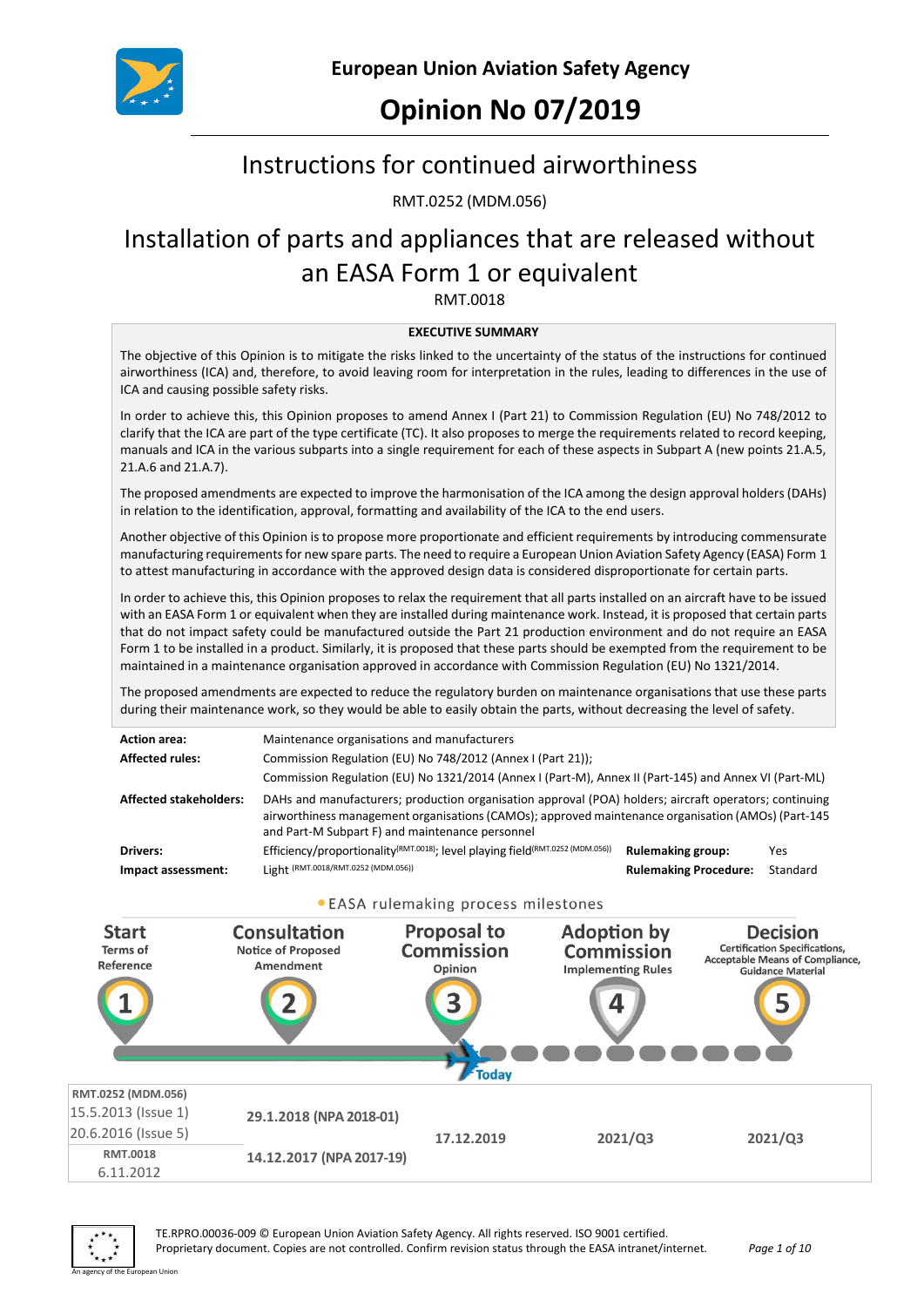European Union Aviation Safety Agency

# Opinion No 07/2019

## Instructions for continued airworthiness

RMT.0252 (MDM.056)

## Installation of parts and appliances that are released without an EASA Form 1 or equivalent

RMT.0018

**EXECUTIVE SUMMARY**

The objective of this Opinion is to mitigate the risks linked to the uncertainty of the status of the instructions for continued airworthiness (ICA) and, therefore, to avoid leaving room for interpretation in the rules, leading to differences in the use of ICA and causing possible safety risks.

In order to achieve this, this Opinion proposes to amend Annex I (Part 21) to Commission Regulation (EU) No 748/2012 to clarify that the ICA are part of the type certificate (TC). It also proposes to merge the requirements related to record keeping, manuals and ICA in the various subparts into a single requirement for each of these aspects in Subpart A (new points 21.A.5, 21.A.6 and 21.A.7).

The proposed amendments are expected to improve the harmonisation of the ICA among the design approval holders (DAHs) in relation to the identification, approval, formatting and availability of the ICA to the end users.

Another objective of this Opinion is to propose more proportionate and efficient requirements by introducing commensurate manufacturing requirements for new spare parts. The need to require a European Union Aviation Safety Agency (EASA) Form 1 to attest manufacturing in accordance with the approved design data is considered disproportionate for certain parts.

In order to achieve this, this Opinion proposes to relax the requirement that all parts installed on an aircraft have to be issued with an EASA Form 1 or equivalent when they are installed during maintenance work. Instead, it is proposed that certain parts that do not impact safety could be manufactured outside the Part 21 production environment and do not require an EASA Form 1 to be installed in a product. Similarly, it is proposed that these parts should be exempted from the requirement to be maintained in a maintenance organisation approved in accordance with Commission Regulation (EU) No 1321/2014.

The proposed amendments are expected to reduce the regulatory burden on maintenance organisations that use these parts during their maintenance work, so they would be able to easily obtain the parts, without decreasing the level of safety.

| | | | |
|---|---|---|---|
| **Action area:** | Maintenance organisations and manufacturers | | |
| **Affected rules:** | Commission Regulation (EU) No 748/2012 (Annex I (Part 21));<br>Commission Regulation (EU) No 1321/2014 (Annex I (Part-M), Annex II (Part-145) and Annex VI (Part-ML) | | |
| **Affected stakeholders:** | DAHs and manufacturers; production organisation approval (POA) holders; aircraft operators; continuing airworthiness management organisations (CAMOs); approved maintenance organisation (AMOs) (Part-145 and Part-M Subpart F) and maintenance personnel | | |
| **Drivers:** | Efficiency/proportionality[RMT.0018]; level playing field[RMT.0252 (MDM.056)] | **Rulemaking group:** | Yes |
| **Impact assessment:** | Light [RMT.0018/RMT.0252 (MDM.056)] | **Rulemaking Procedure:** | Standard |

EASA rulemaking process milestones

| | Start<br>Terms of Reference | Consultation<br>Notice of Proposed Amendment | Proposal to Commission<br>Opinion | Adoption by Commission<br>Implementing Rules | Decision<br>Certification Specifications, Acceptable Means of Compliance, Guidance Material |
|---|---|---|---|---|---|
| **RMT.0252 (MDM.056)** | 15.5.2013 (Issue 1)<br>20.6.2016 (Issue 5) | 29.1.2018 (NPA 2018-01) | 17.12.2019 | 2021/Q3 | 2021/Q3 |
| **RMT.0018** | 6.11.2012 | 14.12.2017 (NPA 2017-19) | | | |

TE.RPRO.00036-009 © European Union Aviation Safety Agency. All rights reserved. ISO 9001 certified.
Proprietary document. Copies are not controlled. Confirm revision status through the EASA intranet/internet.

An agency of the European Union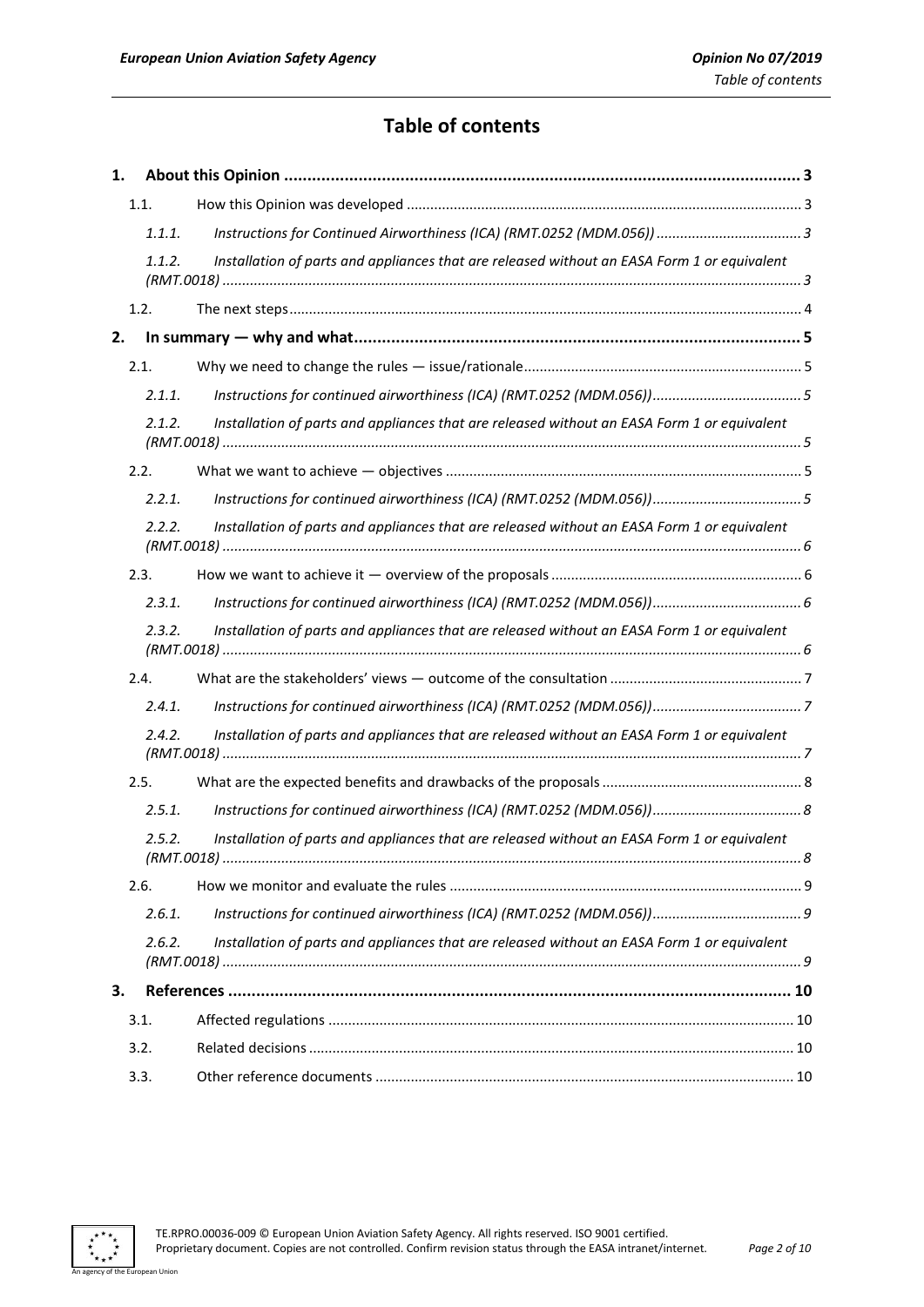# Table of contents

**1. About this Opinion ........................................................................................................ 3**

1.1. How this Opinion was developed ........................................................................................ 3

*1.1.1. Instructions for Continued Airworthiness (ICA) (RMT.0252 (MDM.056)) ........................................ 3*

*1.1.2. Installation of parts and appliances that are released without an EASA Form 1 or equivalent (RMT.0018) ........................................................................................................ 3*

1.2. The next steps ........................................................................................................ 4

**2. In summary — why and what ........................................................................................................ 5**

2.1. Why we need to change the rules — issue/rationale ........................................................................................ 5

*2.1.1. Instructions for continued airworthiness (ICA) (RMT.0252 (MDM.056)) ........................................ 5*

*2.1.2. Installation of parts and appliances that are released without an EASA Form 1 or equivalent (RMT.0018) ........................................................................................................ 5*

2.2. What we want to achieve — objectives ........................................................................................ 5

*2.2.1. Instructions for continued airworthiness (ICA) (RMT.0252 (MDM.056)) ........................................ 5*

*2.2.2. Installation of parts and appliances that are released without an EASA Form 1 or equivalent (RMT.0018) ........................................................................................................ 6*

2.3. How we want to achieve it — overview of the proposals ........................................................................................ 6

*2.3.1. Instructions for continued airworthiness (ICA) (RMT.0252 (MDM.056)) ........................................ 6*

*2.3.2. Installation of parts and appliances that are released without an EASA Form 1 or equivalent (RMT.0018) ........................................................................................................ 6*

2.4. What are the stakeholders' views — outcome of the consultation ........................................................................................ 7

*2.4.1. Instructions for continued airworthiness (ICA) (RMT.0252 (MDM.056)) ........................................ 7*

*2.4.2. Installation of parts and appliances that are released without an EASA Form 1 or equivalent (RMT.0018) ........................................................................................................ 7*

2.5. What are the expected benefits and drawbacks of the proposals ........................................................................................ 8

*2.5.1. Instructions for continued airworthiness (ICA) (RMT.0252 (MDM.056)) ........................................ 8*

*2.5.2. Installation of parts and appliances that are released without an EASA Form 1 or equivalent (RMT.0018) ........................................................................................................ 8*

2.6. How we monitor and evaluate the rules ........................................................................................ 9

*2.6.1. Instructions for continued airworthiness (ICA) (RMT.0252 (MDM.056)) ........................................ 9*

*2.6.2. Installation of parts and appliances that are released without an EASA Form 1 or equivalent (RMT.0018) ........................................................................................................ 9*

**3. References ........................................................................................................ 10**

3.1. Affected regulations ........................................................................................................ 10

3.2. Related decisions ........................................................................................................ 10

3.3. Other reference documents ........................................................................................................ 10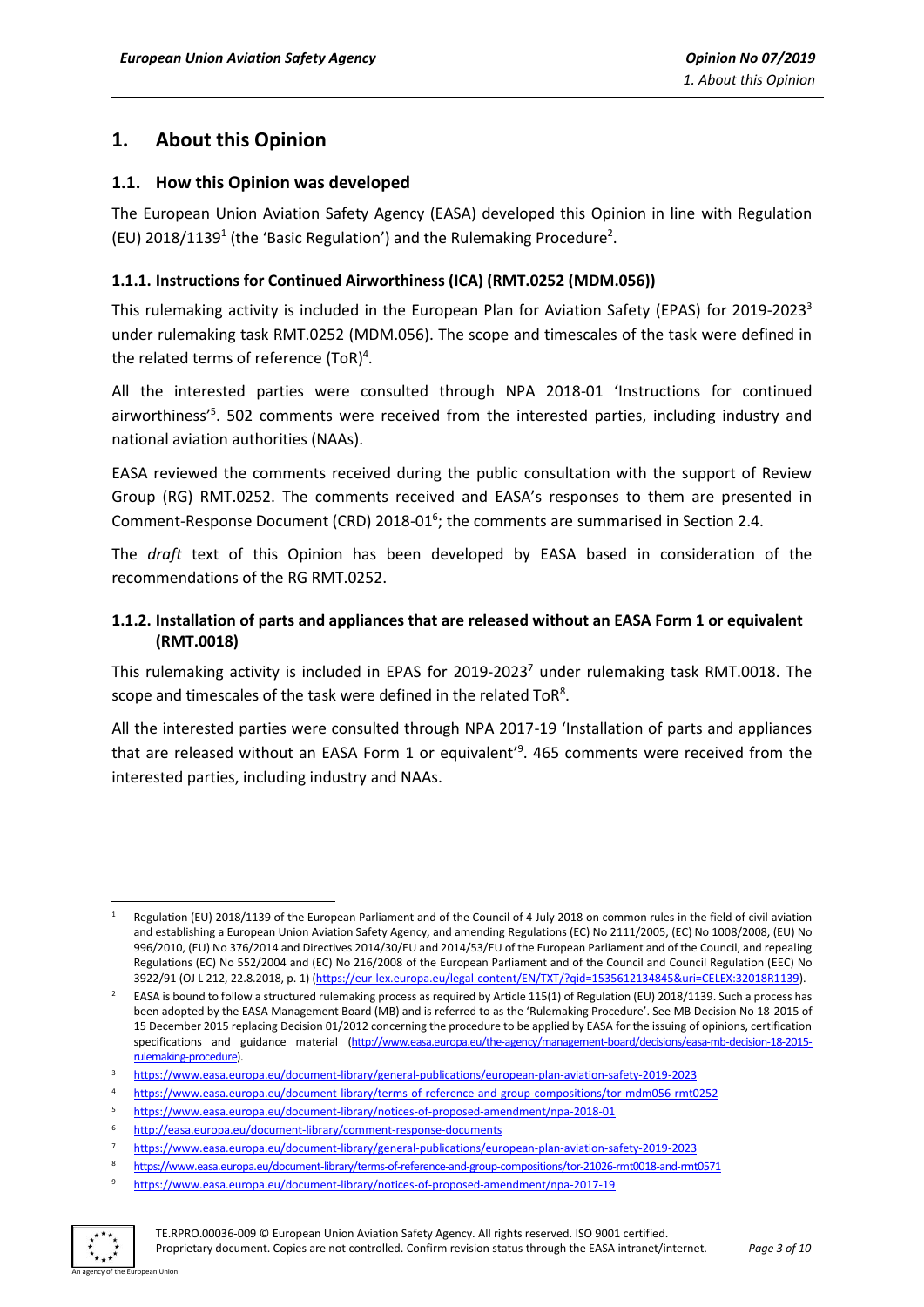# 1. About this Opinion

## 1.1. How this Opinion was developed

The European Union Aviation Safety Agency (EASA) developed this Opinion in line with Regulation (EU) 2018/1139[1] (the 'Basic Regulation') and the Rulemaking Procedure[2].

### 1.1.1. Instructions for Continued Airworthiness (ICA) (RMT.0252 (MDM.056))

This rulemaking activity is included in the European Plan for Aviation Safety (EPAS) for 2019-2023[3] under rulemaking task RMT.0252 (MDM.056). The scope and timescales of the task were defined in the related terms of reference (ToR)[4].

All the interested parties were consulted through NPA 2018-01 'Instructions for continued airworthiness'[5]. 502 comments were received from the interested parties, including industry and national aviation authorities (NAAs).

EASA reviewed the comments received during the public consultation with the support of Review Group (RG) RMT.0252. The comments received and EASA's responses to them are presented in Comment-Response Document (CRD) 2018-01[6]; the comments are summarised in Section 2.4.

The *draft* text of this Opinion has been developed by EASA based in consideration of the recommendations of the RG RMT.0252.

### 1.1.2. Installation of parts and appliances that are released without an EASA Form 1 or equivalent (RMT.0018)

This rulemaking activity is included in EPAS for 2019-2023[7] under rulemaking task RMT.0018. The scope and timescales of the task were defined in the related ToR[8].

All the interested parties were consulted through NPA 2017-19 'Installation of parts and appliances that are released without an EASA Form 1 or equivalent'[9]. 465 comments were received from the interested parties, including industry and NAAs.

---

[1] Regulation (EU) 2018/1139 of the European Parliament and of the Council of 4 July 2018 on common rules in the field of civil aviation and establishing a European Union Aviation Safety Agency, and amending Regulations (EC) No 2111/2005, (EC) No 1008/2008, (EU) No 996/2010, (EU) No 376/2014 and Directives 2014/30/EU and 2014/53/EU of the European Parliament and of the Council, and repealing Regulations (EC) No 552/2004 and (EC) No 216/2008 of the European Parliament and of the Council and Council Regulation (EEC) No 3922/91 (OJ L 212, 22.8.2018, p. 1) (https://eur-lex.europa.eu/legal-content/EN/TXT/?qid=1535612134845&uri=CELEX:32018R1139).

[2] EASA is bound to follow a structured rulemaking process as required by Article 115(1) of Regulation (EU) 2018/1139. Such a process has been adopted by the EASA Management Board (MB) and is referred to as the 'Rulemaking Procedure'. See MB Decision No 18-2015 of 15 December 2015 replacing Decision 01/2012 concerning the procedure to be applied by EASA for the issuing of opinions, certification specifications and guidance material (http://www.easa.europa.eu/the-agency/management-board/decisions/easa-mb-decision-18-2015-rulemaking-procedure).

[3] https://www.easa.europa.eu/document-library/general-publications/european-plan-aviation-safety-2019-2023

[4] https://www.easa.europa.eu/document-library/terms-of-reference-and-group-compositions/tor-mdm056-rmt0252

[5] https://www.easa.europa.eu/document-library/notices-of-proposed-amendment/npa-2018-01

[6] http://easa.europa.eu/document-library/comment-response-documents

[7] https://www.easa.europa.eu/document-library/general-publications/european-plan-aviation-safety-2019-2023

[8] https://www.easa.europa.eu/document-library/terms-of-reference-and-group-compositions/tor-21026-rmt0018-and-rmt0571

[9] https://www.easa.europa.eu/document-library/notices-of-proposed-amendment/npa-2017-19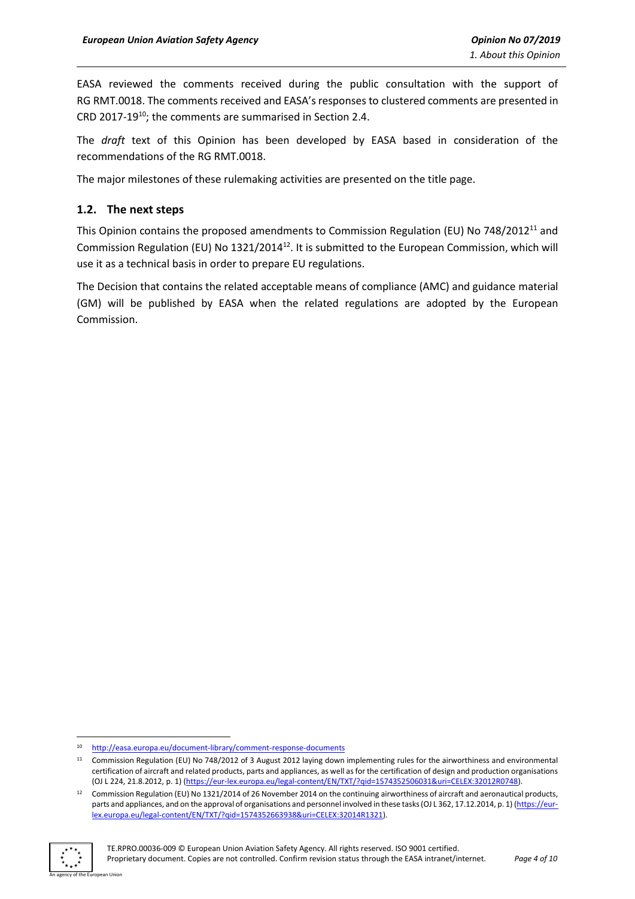EASA reviewed the comments received during the public consultation with the support of RG RMT.0018. The comments received and EASA's responses to clustered comments are presented in CRD 2017-19[10]; the comments are summarised in Section 2.4.

The *draft* text of this Opinion has been developed by EASA based in consideration of the recommendations of the RG RMT.0018.

The major milestones of these rulemaking activities are presented on the title page.

## 1.2. The next steps

This Opinion contains the proposed amendments to Commission Regulation (EU) No 748/2012[11] and Commission Regulation (EU) No 1321/2014[12]. It is submitted to the European Commission, which will use it as a technical basis in order to prepare EU regulations.

The Decision that contains the related acceptable means of compliance (AMC) and guidance material (GM) will be published by EASA when the related regulations are adopted by the European Commission.

---

[10] http://easa.europa.eu/document-library/comment-response-documents

[11] Commission Regulation (EU) No 748/2012 of 3 August 2012 laying down implementing rules for the airworthiness and environmental certification of aircraft and related products, parts and appliances, as well as for the certification of design and production organisations (OJ L 224, 21.8.2012, p. 1) (https://eur-lex.europa.eu/legal-content/EN/TXT/?qid=1574352506031&uri=CELEX:32012R0748).

[12] Commission Regulation (EU) No 1321/2014 of 26 November 2014 on the continuing airworthiness of aircraft and aeronautical products, parts and appliances, and on the approval of organisations and personnel involved in these tasks (OJ L 362, 17.12.2014, p. 1) (https://eur-lex.europa.eu/legal-content/EN/TXT/?qid=1574352663938&uri=CELEX:32014R1321).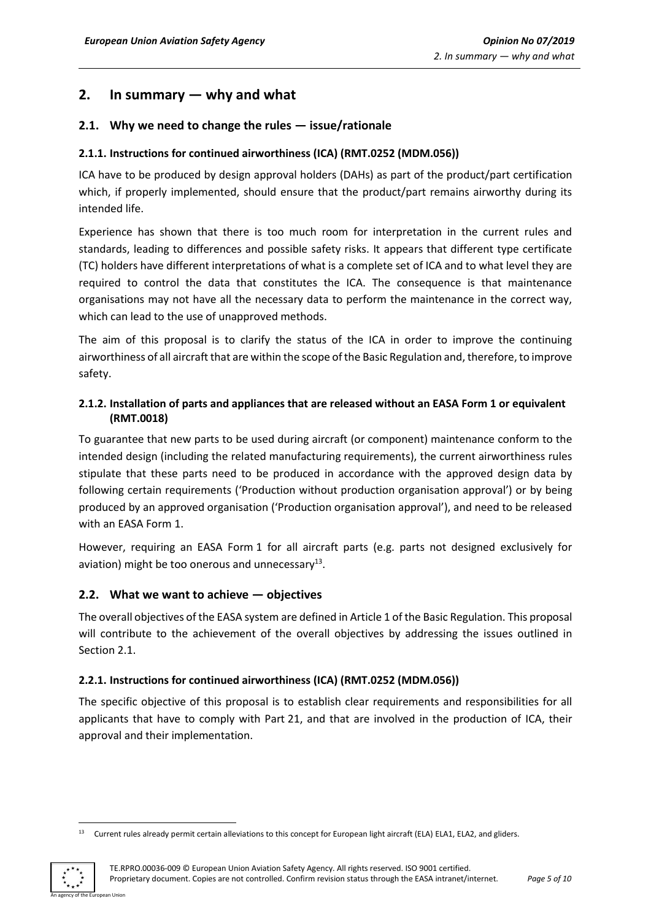## 2. In summary — why and what

### 2.1. Why we need to change the rules — issue/rationale

#### 2.1.1. Instructions for continued airworthiness (ICA) (RMT.0252 (MDM.056))

ICA have to be produced by design approval holders (DAHs) as part of the product/part certification which, if properly implemented, should ensure that the product/part remains airworthy during its intended life.

Experience has shown that there is too much room for interpretation in the current rules and standards, leading to differences and possible safety risks. It appears that different type certificate (TC) holders have different interpretations of what is a complete set of ICA and to what level they are required to control the data that constitutes the ICA. The consequence is that maintenance organisations may not have all the necessary data to perform the maintenance in the correct way, which can lead to the use of unapproved methods.

The aim of this proposal is to clarify the status of the ICA in order to improve the continuing airworthiness of all aircraft that are within the scope of the Basic Regulation and, therefore, to improve safety.

#### 2.1.2. Installation of parts and appliances that are released without an EASA Form 1 or equivalent (RMT.0018)

To guarantee that new parts to be used during aircraft (or component) maintenance conform to the intended design (including the related manufacturing requirements), the current airworthiness rules stipulate that these parts need to be produced in accordance with the approved design data by following certain requirements ('Production without production organisation approval') or by being produced by an approved organisation ('Production organisation approval'), and need to be released with an EASA Form 1.

However, requiring an EASA Form 1 for all aircraft parts (e.g. parts not designed exclusively for aviation) might be too onerous and unnecessary[13].

### 2.2. What we want to achieve — objectives

The overall objectives of the EASA system are defined in Article 1 of the Basic Regulation. This proposal will contribute to the achievement of the overall objectives by addressing the issues outlined in Section 2.1.

#### 2.2.1. Instructions for continued airworthiness (ICA) (RMT.0252 (MDM.056))

The specific objective of this proposal is to establish clear requirements and responsibilities for all applicants that have to comply with Part 21, and that are involved in the production of ICA, their approval and their implementation.

---

[13] Current rules already permit certain alleviations to this concept for European light aircraft (ELA) ELA1, ELA2, and gliders.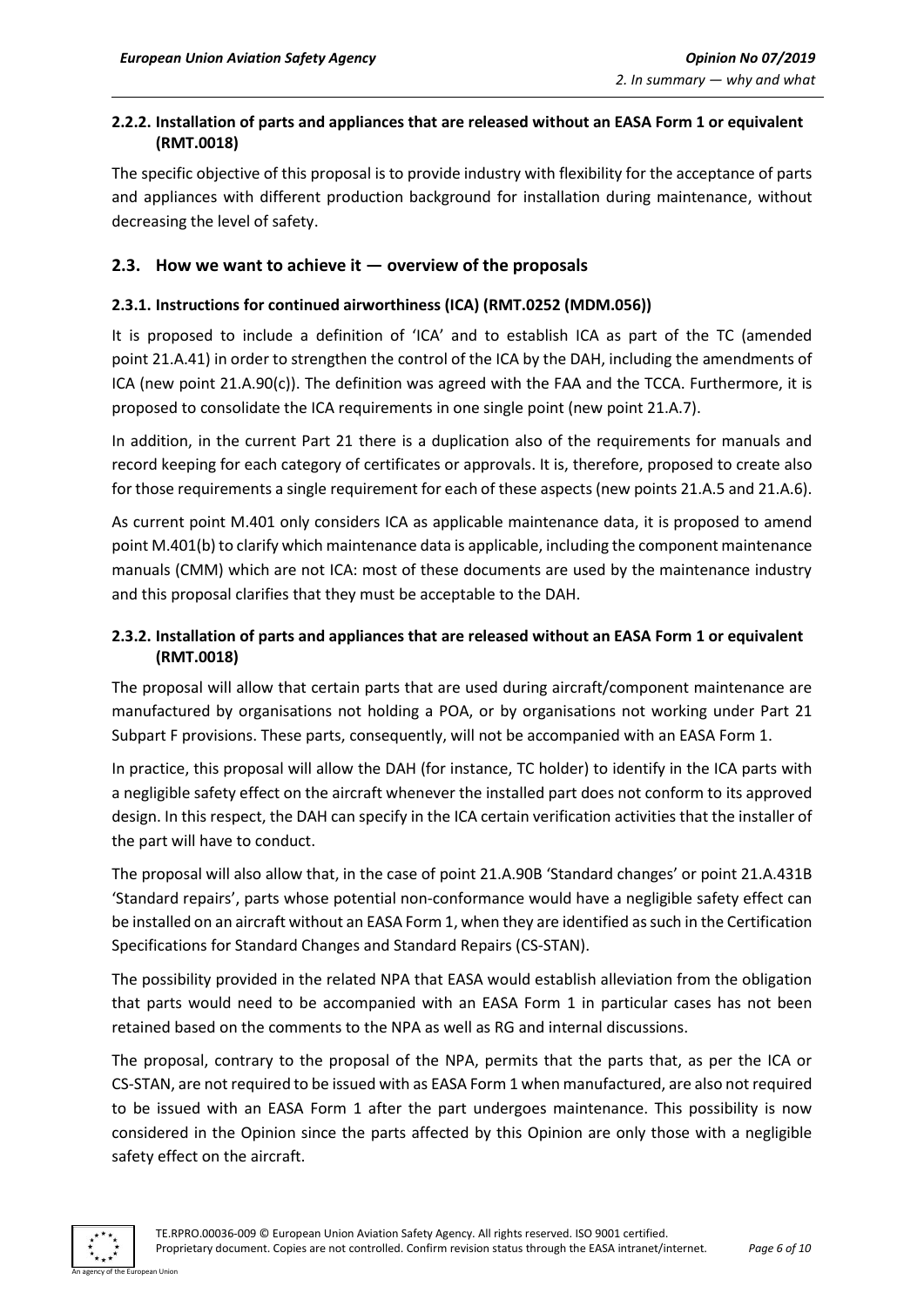### 2.2.2. Installation of parts and appliances that are released without an EASA Form 1 or equivalent (RMT.0018)

The specific objective of this proposal is to provide industry with flexibility for the acceptance of parts and appliances with different production background for installation during maintenance, without decreasing the level of safety.

## 2.3. How we want to achieve it — overview of the proposals

### 2.3.1. Instructions for continued airworthiness (ICA) (RMT.0252 (MDM.056))

It is proposed to include a definition of 'ICA' and to establish ICA as part of the TC (amended point 21.A.41) in order to strengthen the control of the ICA by the DAH, including the amendments of ICA (new point 21.A.90(c)). The definition was agreed with the FAA and the TCCA. Furthermore, it is proposed to consolidate the ICA requirements in one single point (new point 21.A.7).

In addition, in the current Part 21 there is a duplication also of the requirements for manuals and record keeping for each category of certificates or approvals. It is, therefore, proposed to create also for those requirements a single requirement for each of these aspects (new points 21.A.5 and 21.A.6).

As current point M.401 only considers ICA as applicable maintenance data, it is proposed to amend point M.401(b) to clarify which maintenance data is applicable, including the component maintenance manuals (CMM) which are not ICA: most of these documents are used by the maintenance industry and this proposal clarifies that they must be acceptable to the DAH.

### 2.3.2. Installation of parts and appliances that are released without an EASA Form 1 or equivalent (RMT.0018)

The proposal will allow that certain parts that are used during aircraft/component maintenance are manufactured by organisations not holding a POA, or by organisations not working under Part 21 Subpart F provisions. These parts, consequently, will not be accompanied with an EASA Form 1.

In practice, this proposal will allow the DAH (for instance, TC holder) to identify in the ICA parts with a negligible safety effect on the aircraft whenever the installed part does not conform to its approved design. In this respect, the DAH can specify in the ICA certain verification activities that the installer of the part will have to conduct.

The proposal will also allow that, in the case of point 21.A.90B 'Standard changes' or point 21.A.431B 'Standard repairs', parts whose potential non-conformance would have a negligible safety effect can be installed on an aircraft without an EASA Form 1, when they are identified as such in the Certification Specifications for Standard Changes and Standard Repairs (CS-STAN).

The possibility provided in the related NPA that EASA would establish alleviation from the obligation that parts would need to be accompanied with an EASA Form 1 in particular cases has not been retained based on the comments to the NPA as well as RG and internal discussions.

The proposal, contrary to the proposal of the NPA, permits that the parts that, as per the ICA or CS-STAN, are not required to be issued with as EASA Form 1 when manufactured, are also not required to be issued with an EASA Form 1 after the part undergoes maintenance. This possibility is now considered in the Opinion since the parts affected by this Opinion are only those with a negligible safety effect on the aircraft.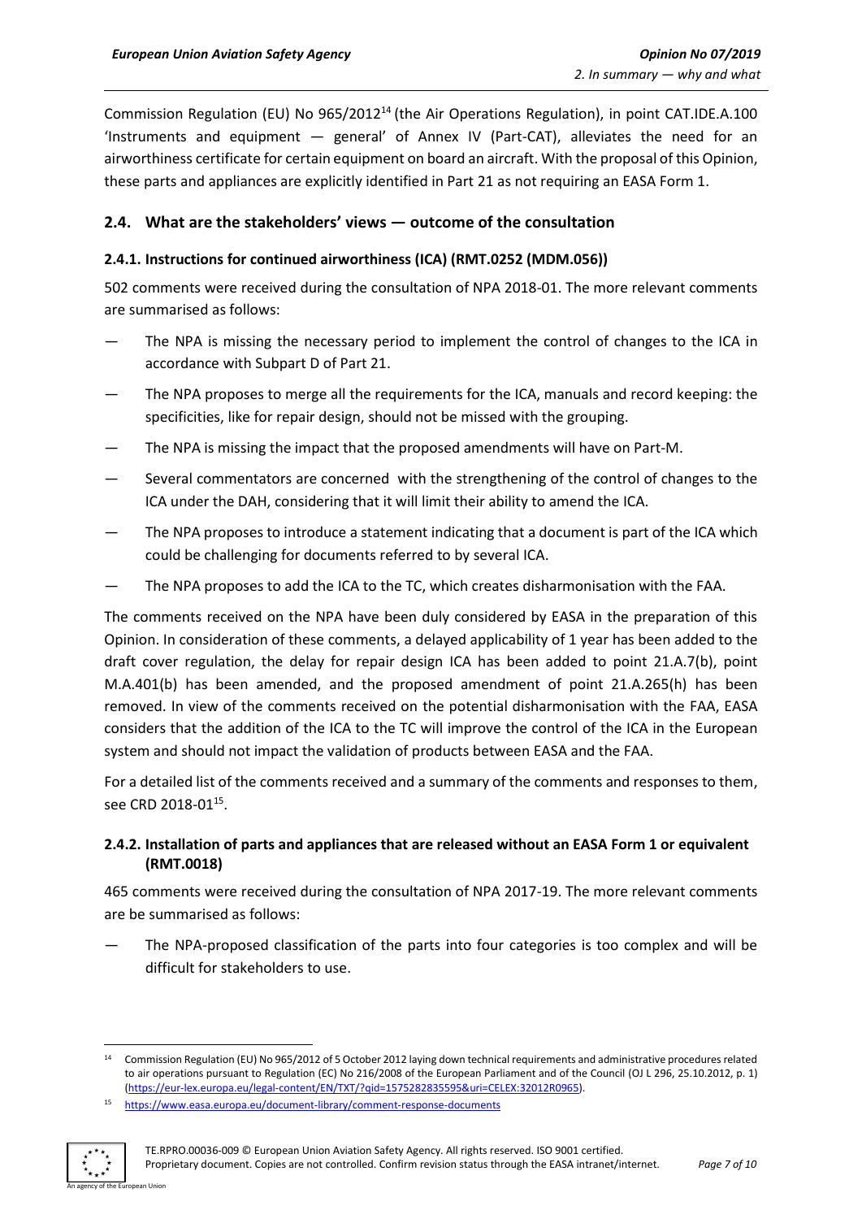Commission Regulation (EU) No 965/2012[14] (the Air Operations Regulation), in point CAT.IDE.A.100 'Instruments and equipment — general' of Annex IV (Part-CAT), alleviates the need for an airworthiness certificate for certain equipment on board an aircraft. With the proposal of this Opinion, these parts and appliances are explicitly identified in Part 21 as not requiring an EASA Form 1.

## 2.4. What are the stakeholders' views — outcome of the consultation

### 2.4.1. Instructions for continued airworthiness (ICA) (RMT.0252 (MDM.056))

502 comments were received during the consultation of NPA 2018-01. The more relevant comments are summarised as follows:

- The NPA is missing the necessary period to implement the control of changes to the ICA in accordance with Subpart D of Part 21.
- The NPA proposes to merge all the requirements for the ICA, manuals and record keeping: the specificities, like for repair design, should not be missed with the grouping.
- The NPA is missing the impact that the proposed amendments will have on Part-M.
- Several commentators are concerned with the strengthening of the control of changes to the ICA under the DAH, considering that it will limit their ability to amend the ICA.
- The NPA proposes to introduce a statement indicating that a document is part of the ICA which could be challenging for documents referred to by several ICA.
- The NPA proposes to add the ICA to the TC, which creates disharmonisation with the FAA.

The comments received on the NPA have been duly considered by EASA in the preparation of this Opinion. In consideration of these comments, a delayed applicability of 1 year has been added to the draft cover regulation, the delay for repair design ICA has been added to point 21.A.7(b), point M.A.401(b) has been amended, and the proposed amendment of point 21.A.265(h) has been removed. In view of the comments received on the potential disharmonisation with the FAA, EASA considers that the addition of the ICA to the TC will improve the control of the ICA in the European system and should not impact the validation of products between EASA and the FAA.

For a detailed list of the comments received and a summary of the comments and responses to them, see CRD 2018-01[15].

### 2.4.2. Installation of parts and appliances that are released without an EASA Form 1 or equivalent (RMT.0018)

465 comments were received during the consultation of NPA 2017-19. The more relevant comments are be summarised as follows:

- The NPA-proposed classification of the parts into four categories is too complex and will be difficult for stakeholders to use.

---

[14] Commission Regulation (EU) No 965/2012 of 5 October 2012 laying down technical requirements and administrative procedures related to air operations pursuant to Regulation (EC) No 216/2008 of the European Parliament and of the Council (OJ L 296, 25.10.2012, p. 1) (https://eur-lex.europa.eu/legal-content/EN/TXT/?qid=1575282835595&uri=CELEX:32012R0965).

[15] https://www.easa.europa.eu/document-library/comment-response-documents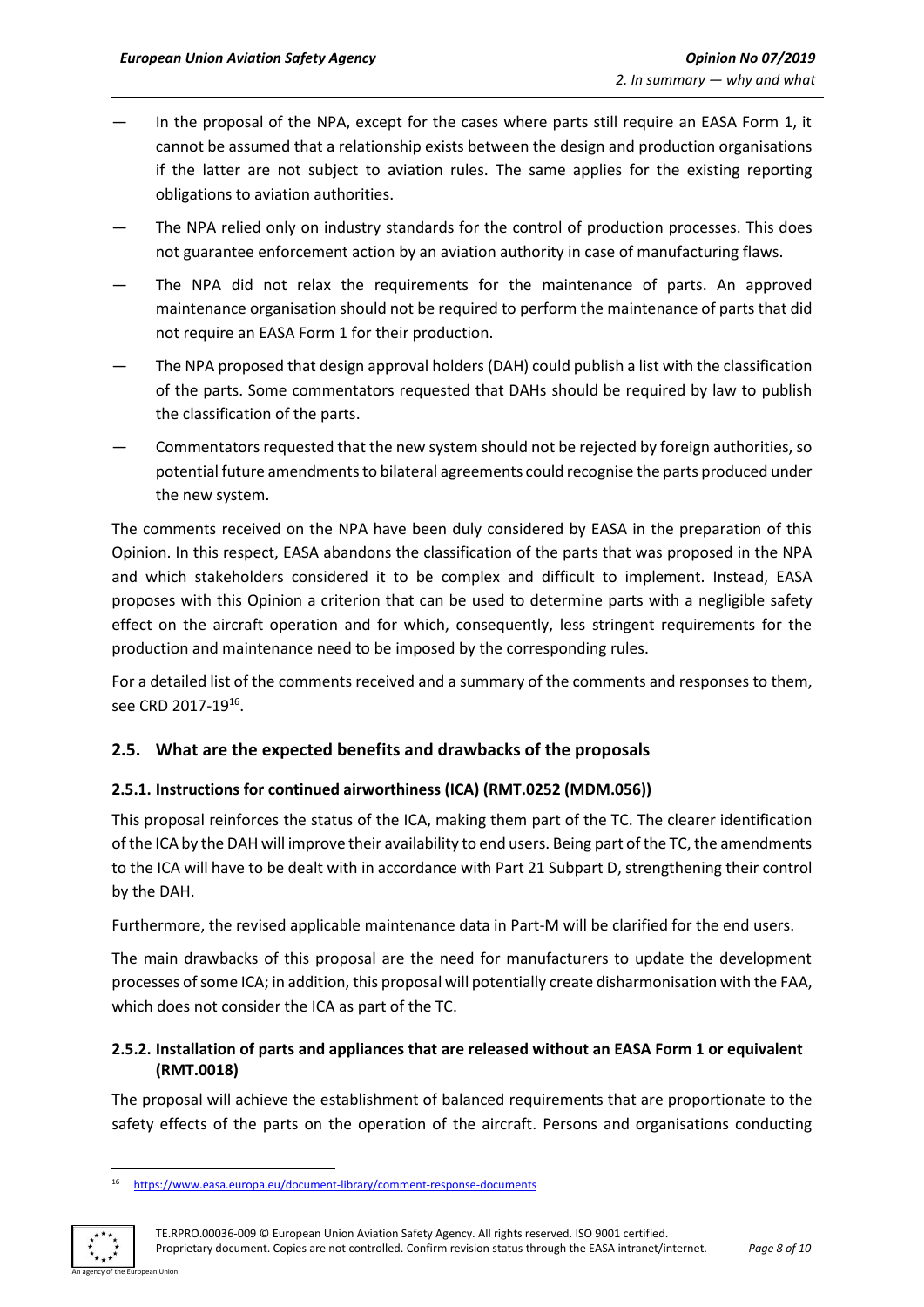— In the proposal of the NPA, except for the cases where parts still require an EASA Form 1, it cannot be assumed that a relationship exists between the design and production organisations if the latter are not subject to aviation rules. The same applies for the existing reporting obligations to aviation authorities.

— The NPA relied only on industry standards for the control of production processes. This does not guarantee enforcement action by an aviation authority in case of manufacturing flaws.

— The NPA did not relax the requirements for the maintenance of parts. An approved maintenance organisation should not be required to perform the maintenance of parts that did not require an EASA Form 1 for their production.

— The NPA proposed that design approval holders (DAH) could publish a list with the classification of the parts. Some commentators requested that DAHs should be required by law to publish the classification of the parts.

— Commentators requested that the new system should not be rejected by foreign authorities, so potential future amendments to bilateral agreements could recognise the parts produced under the new system.

The comments received on the NPA have been duly considered by EASA in the preparation of this Opinion. In this respect, EASA abandons the classification of the parts that was proposed in the NPA and which stakeholders considered it to be complex and difficult to implement. Instead, EASA proposes with this Opinion a criterion that can be used to determine parts with a negligible safety effect on the aircraft operation and for which, consequently, less stringent requirements for the production and maintenance need to be imposed by the corresponding rules.

For a detailed list of the comments received and a summary of the comments and responses to them, see CRD 2017-19[16].

## 2.5. What are the expected benefits and drawbacks of the proposals

### 2.5.1. Instructions for continued airworthiness (ICA) (RMT.0252 (MDM.056))

This proposal reinforces the status of the ICA, making them part of the TC. The clearer identification of the ICA by the DAH will improve their availability to end users. Being part of the TC, the amendments to the ICA will have to be dealt with in accordance with Part 21 Subpart D, strengthening their control by the DAH.

Furthermore, the revised applicable maintenance data in Part-M will be clarified for the end users.

The main drawbacks of this proposal are the need for manufacturers to update the development processes of some ICA; in addition, this proposal will potentially create disharmonisation with the FAA, which does not consider the ICA as part of the TC.

### 2.5.2. Installation of parts and appliances that are released without an EASA Form 1 or equivalent (RMT.0018)

The proposal will achieve the establishment of balanced requirements that are proportionate to the safety effects of the parts on the operation of the aircraft. Persons and organisations conducting

[16] https://www.easa.europa.eu/document-library/comment-response-documents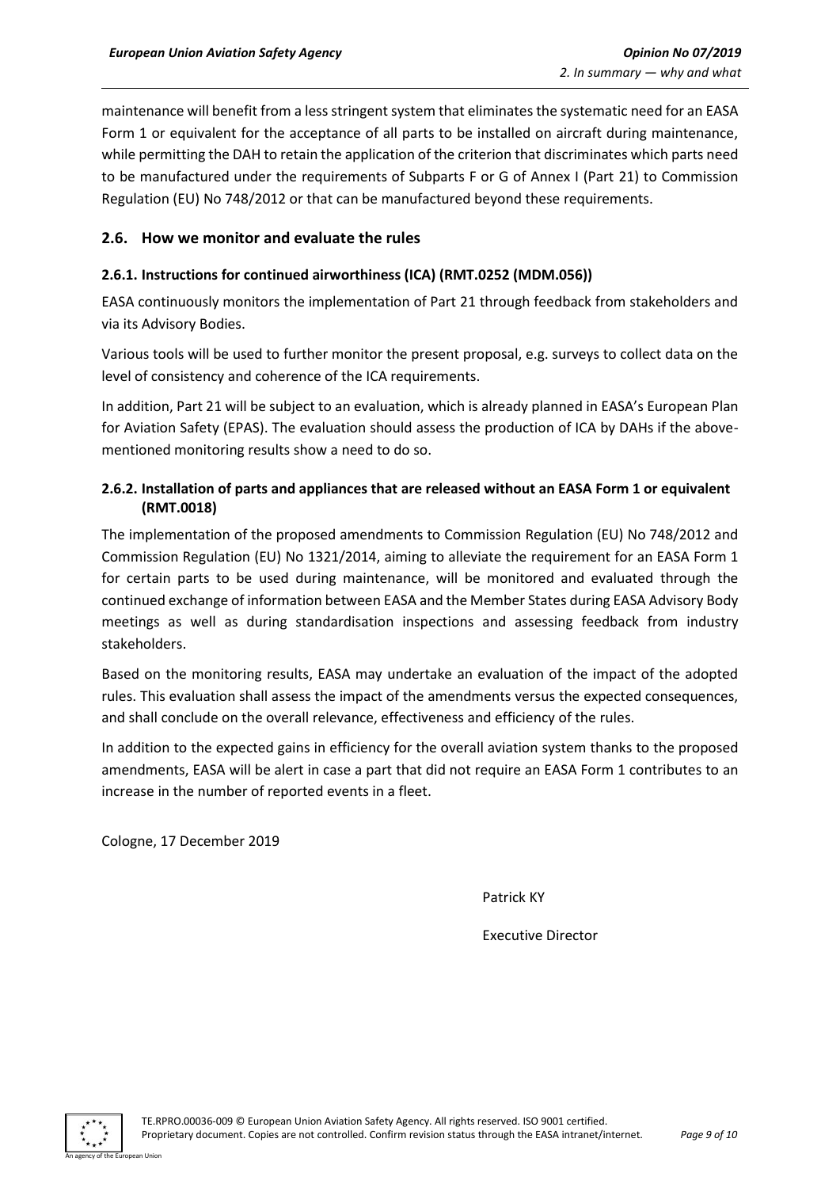maintenance will benefit from a less stringent system that eliminates the systematic need for an EASA Form 1 or equivalent for the acceptance of all parts to be installed on aircraft during maintenance, while permitting the DAH to retain the application of the criterion that discriminates which parts need to be manufactured under the requirements of Subparts F or G of Annex I (Part 21) to Commission Regulation (EU) No 748/2012 or that can be manufactured beyond these requirements.

## 2.6. How we monitor and evaluate the rules

### 2.6.1. Instructions for continued airworthiness (ICA) (RMT.0252 (MDM.056))

EASA continuously monitors the implementation of Part 21 through feedback from stakeholders and via its Advisory Bodies.

Various tools will be used to further monitor the present proposal, e.g. surveys to collect data on the level of consistency and coherence of the ICA requirements.

In addition, Part 21 will be subject to an evaluation, which is already planned in EASA's European Plan for Aviation Safety (EPAS). The evaluation should assess the production of ICA by DAHs if the above-mentioned monitoring results show a need to do so.

### 2.6.2. Installation of parts and appliances that are released without an EASA Form 1 or equivalent (RMT.0018)

The implementation of the proposed amendments to Commission Regulation (EU) No 748/2012 and Commission Regulation (EU) No 1321/2014, aiming to alleviate the requirement for an EASA Form 1 for certain parts to be used during maintenance, will be monitored and evaluated through the continued exchange of information between EASA and the Member States during EASA Advisory Body meetings as well as during standardisation inspections and assessing feedback from industry stakeholders.

Based on the monitoring results, EASA may undertake an evaluation of the impact of the adopted rules. This evaluation shall assess the impact of the amendments versus the expected consequences, and shall conclude on the overall relevance, effectiveness and efficiency of the rules.

In addition to the expected gains in efficiency for the overall aviation system thanks to the proposed amendments, EASA will be alert in case a part that did not require an EASA Form 1 contributes to an increase in the number of reported events in a fleet.

Cologne, 17 December 2019

Patrick KY

Executive Director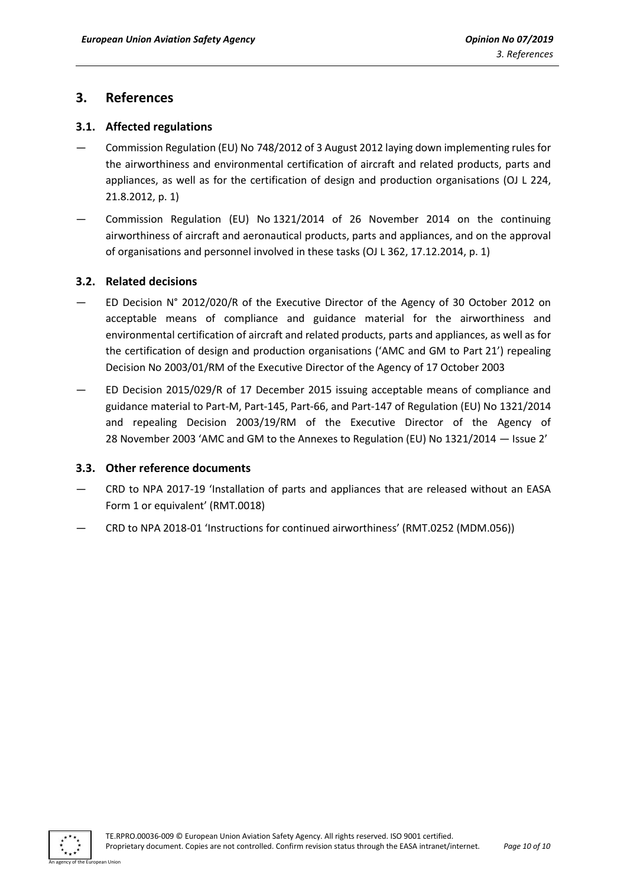## 3. References

### 3.1. Affected regulations

- Commission Regulation (EU) No 748/2012 of 3 August 2012 laying down implementing rules for the airworthiness and environmental certification of aircraft and related products, parts and appliances, as well as for the certification of design and production organisations (OJ L 224, 21.8.2012, p. 1)
- Commission Regulation (EU) No 1321/2014 of 26 November 2014 on the continuing airworthiness of aircraft and aeronautical products, parts and appliances, and on the approval of organisations and personnel involved in these tasks (OJ L 362, 17.12.2014, p. 1)

### 3.2. Related decisions

- ED Decision N° 2012/020/R of the Executive Director of the Agency of 30 October 2012 on acceptable means of compliance and guidance material for the airworthiness and environmental certification of aircraft and related products, parts and appliances, as well as for the certification of design and production organisations ('AMC and GM to Part 21') repealing Decision No 2003/01/RM of the Executive Director of the Agency of 17 October 2003
- ED Decision 2015/029/R of 17 December 2015 issuing acceptable means of compliance and guidance material to Part-M, Part-145, Part-66, and Part-147 of Regulation (EU) No 1321/2014 and repealing Decision 2003/19/RM of the Executive Director of the Agency of 28 November 2003 'AMC and GM to the Annexes to Regulation (EU) No 1321/2014 — Issue 2'

### 3.3. Other reference documents

- CRD to NPA 2017-19 'Installation of parts and appliances that are released without an EASA Form 1 or equivalent' (RMT.0018)
- CRD to NPA 2018-01 'Instructions for continued airworthiness' (RMT.0252 (MDM.056))